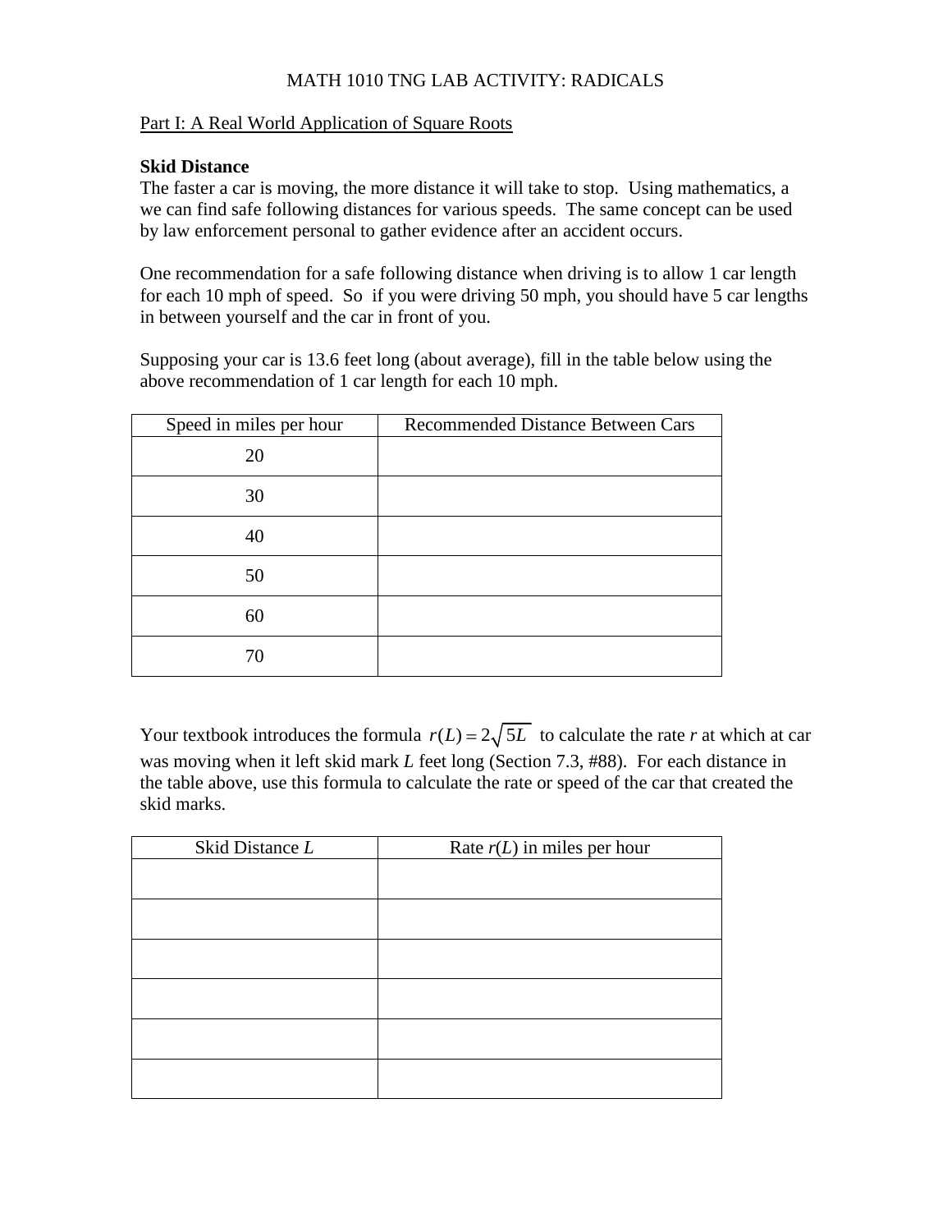# MATH 1010 TNG LAB ACTIVITY: RADICALS

## Part I: A Real World Application of Square Roots

**Skid Distance**

The faster a car is moving, the more distance it will take to stop. Using mathematics, a we can find safe following distances for various speeds. The same concept can be used by law enforcement personal to gather evidence after an accident occurs.

One recommendation for a safe following distance when driving is to allow 1 car length for each 10 mph of speed. So if you were driving 50 mph, you should have 5 car lengths in between yourself and the car in front of you.

Supposing your car is 13.6 feet long (about average), fill in the table below using the above recommendation of 1 car length for each 10 mph.

| Speed in miles per hour | Recommended Distance Between Cars |
|---|---|
| 20 | |
| 30 | |
| 40 | |
| 50 | |
| 60 | |
| 70 | |

Your textbook introduces the formula $r(L) = 2\sqrt{5L}$ to calculate the rate $r$ at which at car was moving when it left skid mark $L$ feet long (Section 7.3, #88). For each distance in the table above, use this formula to calculate the rate or speed of the car that created the skid marks.

| Skid Distance $L$ | Rate $r(L)$ in miles per hour |
|---|---|
| | |
| | |
| | |
| | |
| | |
| | |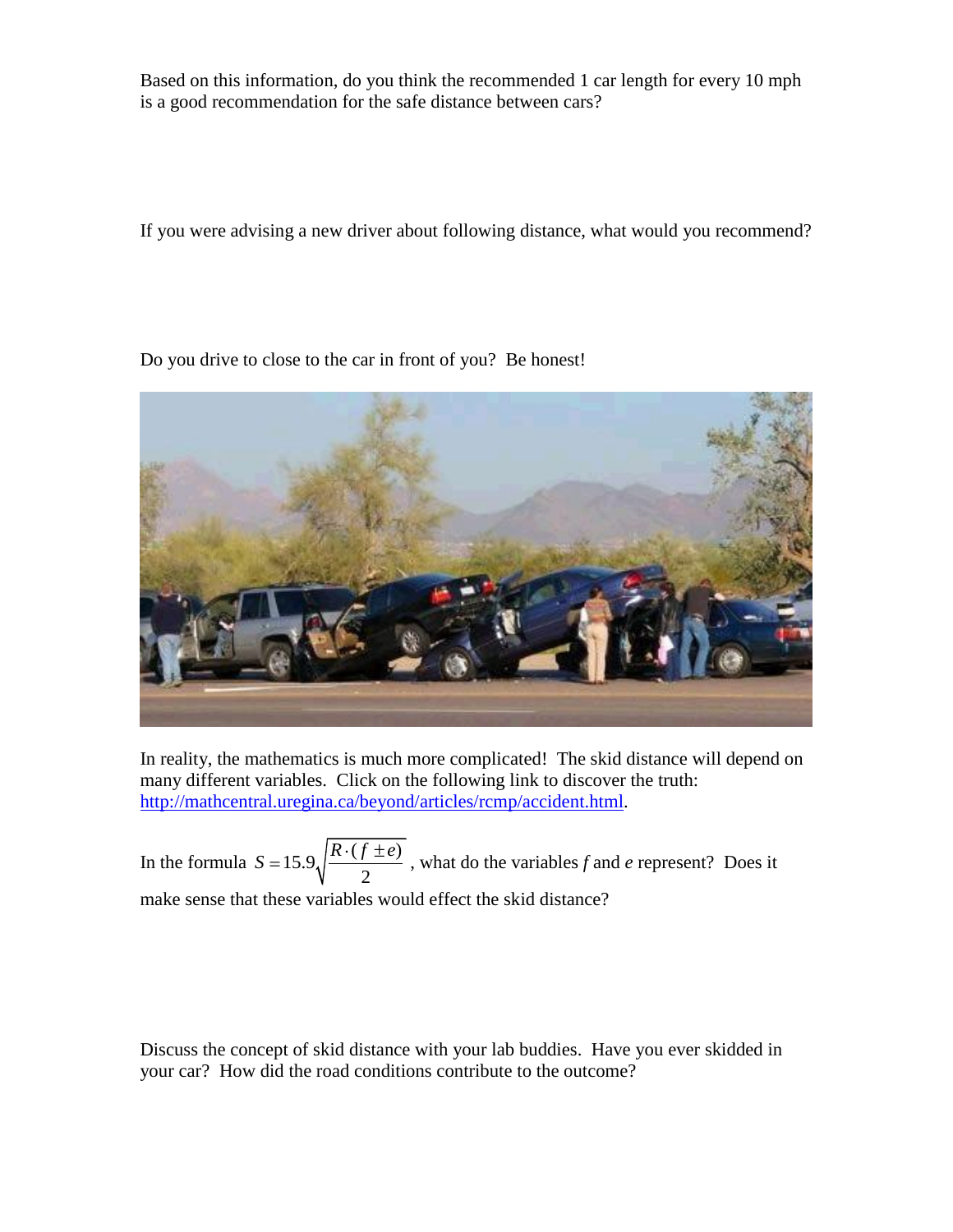Based on this information, do you think the recommended 1 car length for every 10 mph is a good recommendation for the safe distance between cars?

If you were advising a new driver about following distance, what would you recommend?

Do you drive to close to the car in front of you? Be honest!

In reality, the mathematics is much more complicated! The skid distance will depend on many different variables. Click on the following link to discover the truth: http://mathcentral.uregina.ca/beyond/articles/rcmp/accident.html.

In the formula $S = 15.9\sqrt{\frac{R \cdot (f \pm e)}{2}}$, what do the variables *f* and *e* represent? Does it make sense that these variables would effect the skid distance?

Discuss the concept of skid distance with your lab buddies. Have you ever skidded in your car? How did the road conditions contribute to the outcome?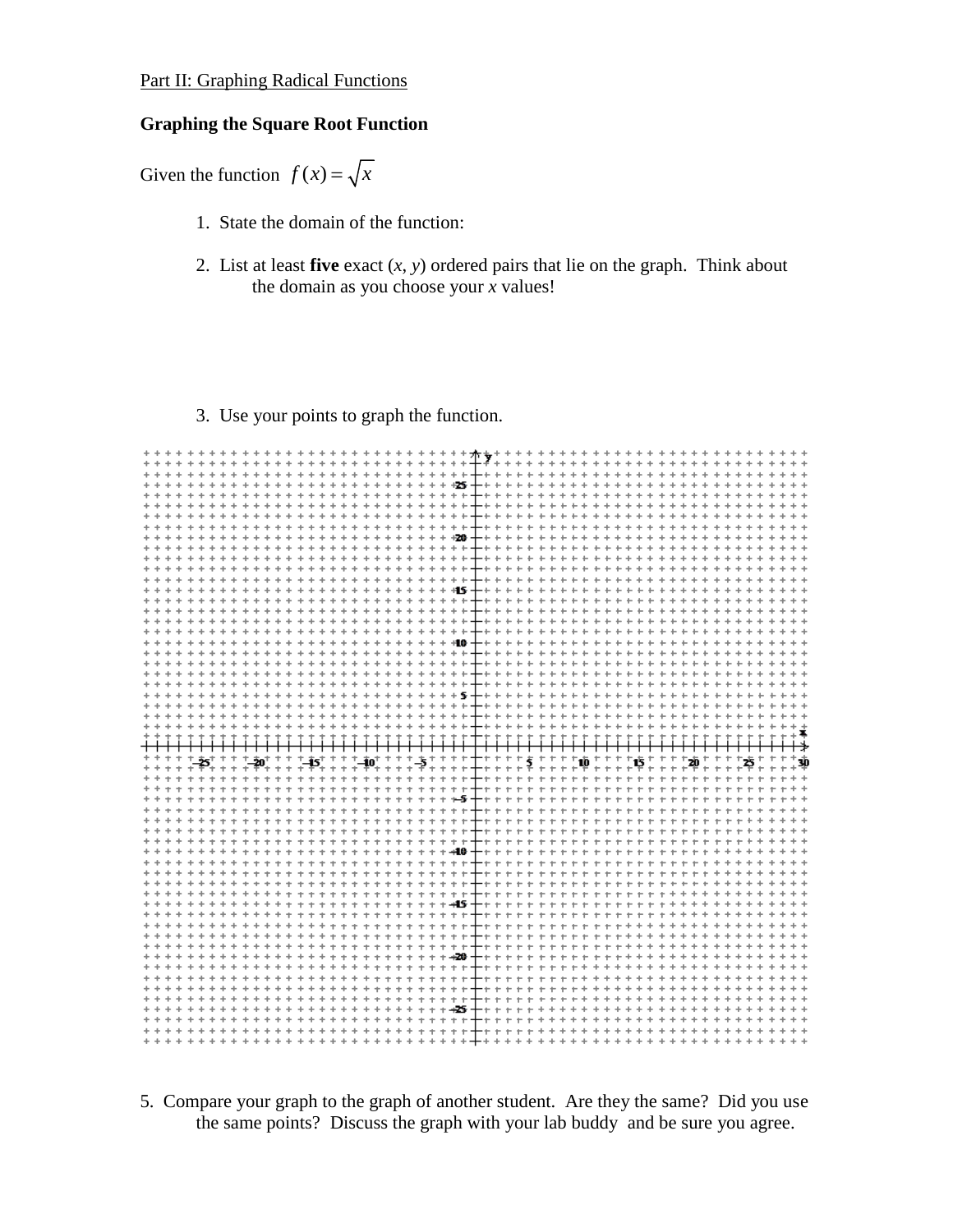Part II: Graphing Radical Functions

**Graphing the Square Root Function**

Given the function $f(x) = \sqrt{x}$

1. State the domain of the function:

2. List at least **five** exact ($x$, $y$) ordered pairs that lie on the graph. Think about the domain as you choose your $x$ values!

3. Use your points to graph the function.

5. Compare your graph to the graph of another student. Are they the same? Did you use the same points? Discuss the graph with your lab buddy and be sure you agree.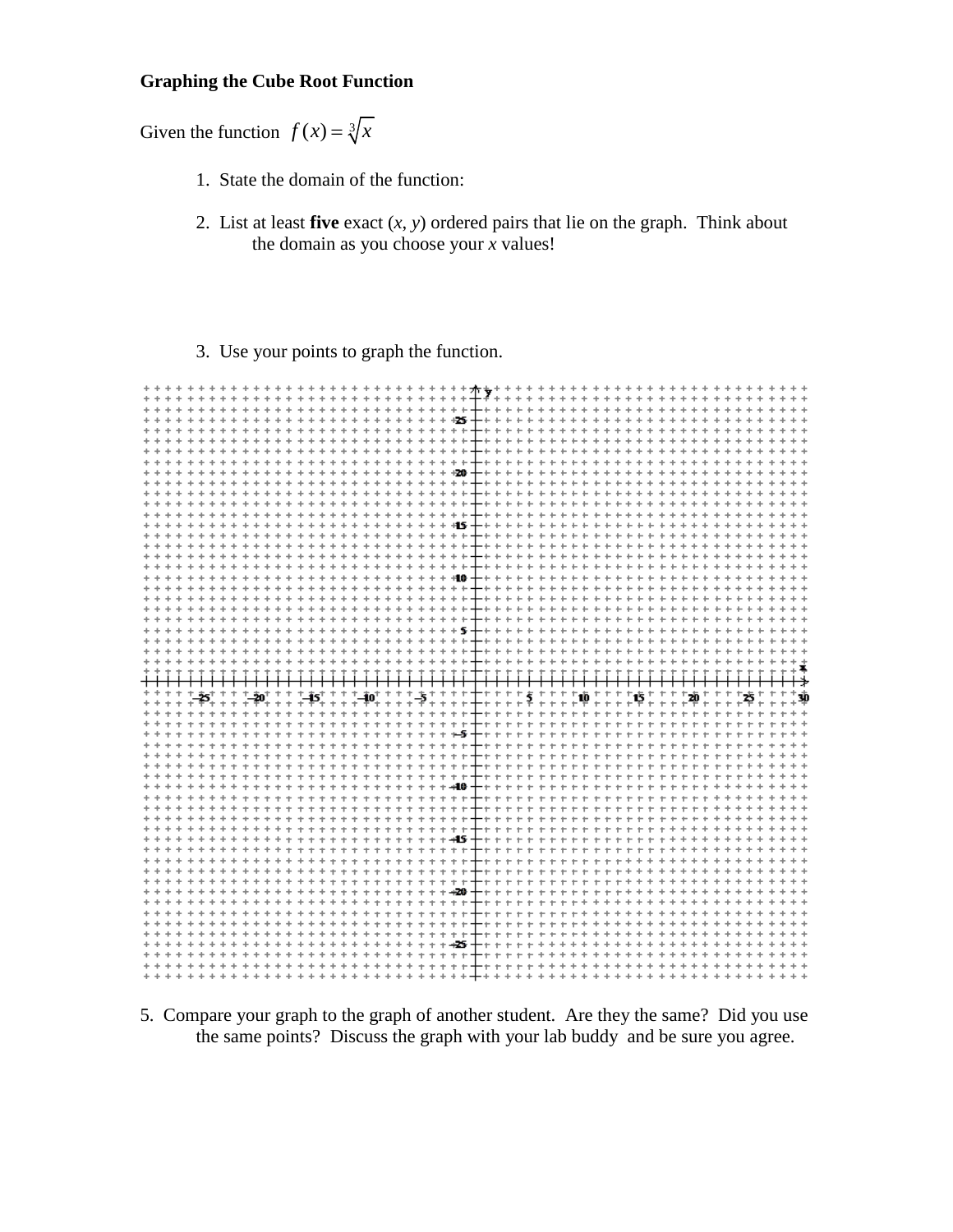**Graphing the Cube Root Function**

Given the function $f(x) = \sqrt[3]{x}$

1. State the domain of the function:

2. List at least **five** exact ($x$, $y$) ordered pairs that lie on the graph. Think about the domain as you choose your $x$ values!

3. Use your points to graph the function.

y

25

20

15

10

5

-5

-10

-15

-20

-25

x

-25 -20 -15 -10 -5 5 10 15 20 25 30

5. Compare your graph to the graph of another student. Are they the same? Did you use the same points? Discuss the graph with your lab buddy and be sure you agree.